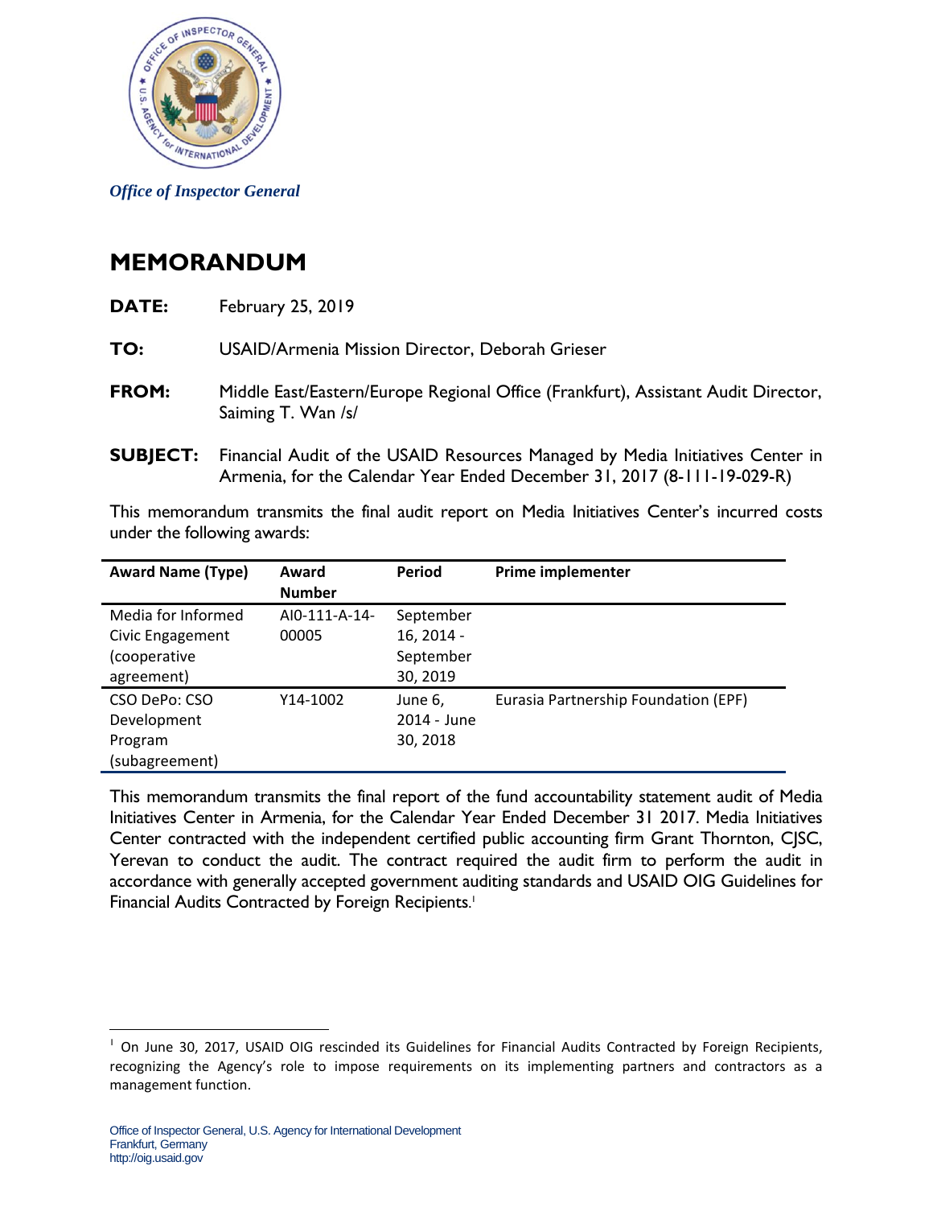*Office of Inspector General*

# MEMORANDUM

**DATE:** February 25, 2019

**TO:** USAID/Armenia Mission Director, Deborah Grieser

**FROM:** Middle East/Eastern/Europe Regional Office (Frankfurt), Assistant Audit Director, Saiming T. Wan /s/

**SUBJECT:** Financial Audit of the USAID Resources Managed by Media Initiatives Center in Armenia, for the Calendar Year Ended December 31, 2017 (8-111-19-029-R)

This memorandum transmits the final audit report on Media Initiatives Center's incurred costs under the following awards:

| Award Name (Type) | Award Number | Period | Prime implementer |
|---|---|---|---|
| Media for Informed Civic Engagement (cooperative agreement) | AI0-111-A-14-00005 | September 16, 2014 - September 30, 2019 | |
| CSO DePo: CSO Development Program (subagreement) | Y14-1002 | June 6, 2014 - June 30, 2018 | Eurasia Partnership Foundation (EPF) |

This memorandum transmits the final report of the fund accountability statement audit of Media Initiatives Center in Armenia, for the Calendar Year Ended December 31 2017. Media Initiatives Center contracted with the independent certified public accounting firm Grant Thornton, CJSC, Yerevan to conduct the audit. The contract required the audit firm to perform the audit in accordance with generally accepted government auditing standards and USAID OIG Guidelines for Financial Audits Contracted by Foreign Recipients.[1]

---

[1] On June 30, 2017, USAID OIG rescinded its Guidelines for Financial Audits Contracted by Foreign Recipients, recognizing the Agency's role to impose requirements on its implementing partners and contractors as a management function.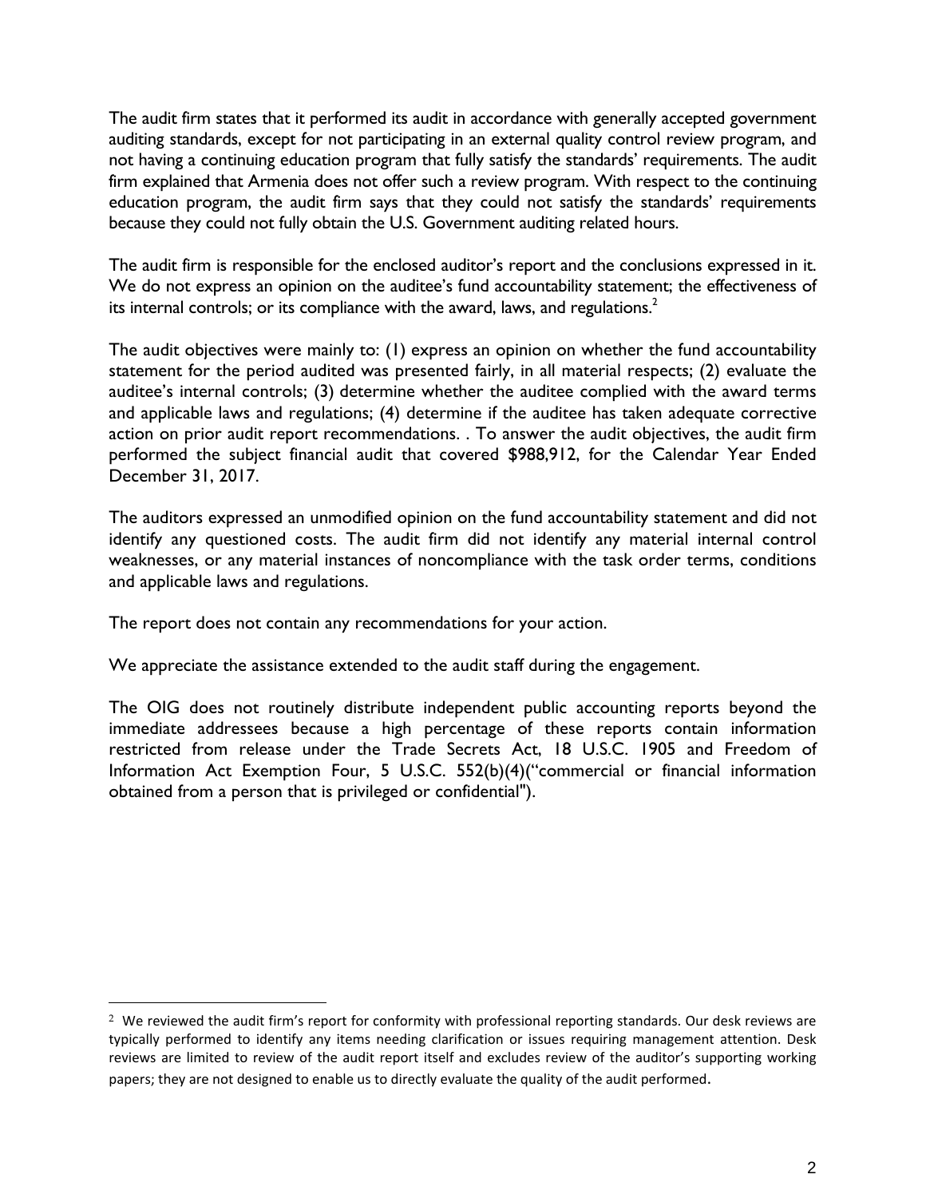The audit firm states that it performed its audit in accordance with generally accepted government auditing standards, except for not participating in an external quality control review program, and not having a continuing education program that fully satisfy the standards' requirements. The audit firm explained that Armenia does not offer such a review program. With respect to the continuing education program, the audit firm says that they could not satisfy the standards' requirements because they could not fully obtain the U.S. Government auditing related hours.

The audit firm is responsible for the enclosed auditor's report and the conclusions expressed in it. We do not express an opinion on the auditee's fund accountability statement; the effectiveness of its internal controls; or its compliance with the award, laws, and regulations.[2]

The audit objectives were mainly to: (1) express an opinion on whether the fund accountability statement for the period audited was presented fairly, in all material respects; (2) evaluate the auditee's internal controls; (3) determine whether the auditee complied with the award terms and applicable laws and regulations; (4) determine if the auditee has taken adequate corrective action on prior audit report recommendations. . To answer the audit objectives, the audit firm performed the subject financial audit that covered $988,912, for the Calendar Year Ended December 31, 2017.

The auditors expressed an unmodified opinion on the fund accountability statement and did not identify any questioned costs. The audit firm did not identify any material internal control weaknesses, or any material instances of noncompliance with the task order terms, conditions and applicable laws and regulations.

The report does not contain any recommendations for your action.

We appreciate the assistance extended to the audit staff during the engagement.

The OIG does not routinely distribute independent public accounting reports beyond the immediate addressees because a high percentage of these reports contain information restricted from release under the Trade Secrets Act, 18 U.S.C. 1905 and Freedom of Information Act Exemption Four, 5 U.S.C. 552(b)(4)("commercial or financial information obtained from a person that is privileged or confidential").

---

[2] We reviewed the audit firm's report for conformity with professional reporting standards. Our desk reviews are typically performed to identify any items needing clarification or issues requiring management attention. Desk reviews are limited to review of the audit report itself and excludes review of the auditor's supporting working papers; they are not designed to enable us to directly evaluate the quality of the audit performed.